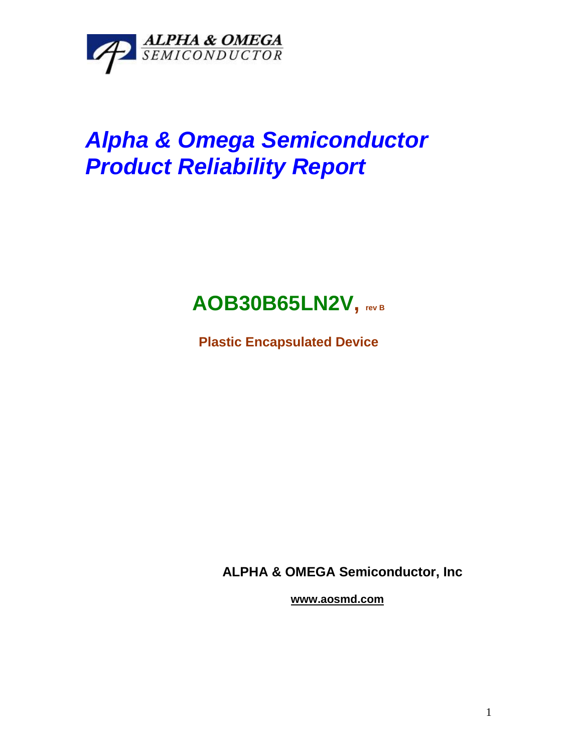ALPHA & OMEGA
SEMICONDUCTOR

# *Alpha & Omega Semiconductor Product Reliability Report*

## **AOB30B65LN2V, rev B**

**Plastic Encapsulated Device**

**ALPHA & OMEGA Semiconductor, Inc**

**www.aosmd.com**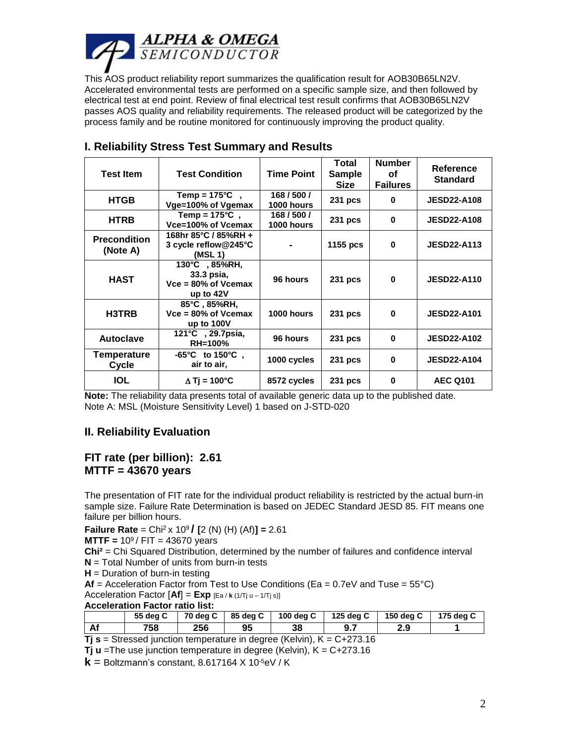This AOS product reliability report summarizes the qualification result for AOB30B65LN2V. Accelerated environmental tests are performed on a specific sample size, and then followed by electrical test at end point. Review of final electrical test result confirms that AOB30B65LN2V passes AOS quality and reliability requirements. The released product will be categorized by the process family and be routine monitored for continuously improving the product quality.

## I. Reliability Stress Test Summary and Results

| Test Item | Test Condition | Time Point | Total Sample Size | Number of Failures | Reference Standard |
|---|---|---|---|---|---|
| HTGB | Temp = 175°C , Vge=100% of Vgemax | 168 / 500 / 1000 hours | 231 pcs | 0 | JESD22-A108 |
| HTRB | Temp = 175°C , Vce=100% of Vcemax | 168 / 500 / 1000 hours | 231 pcs | 0 | JESD22-A108 |
| Precondition (Note A) | 168hr 85°C / 85%RH + 3 cycle reflow@245°C (MSL 1) | - | 1155 pcs | 0 | JESD22-A113 |
| HAST | 130°C , 85%RH, 33.3 psia, Vce = 80% of Vcemax up to 42V | 96 hours | 231 pcs | 0 | JESD22-A110 |
| H3TRB | 85°C , 85%RH, Vce = 80% of Vcemax up to 100V | 1000 hours | 231 pcs | 0 | JESD22-A101 |
| Autoclave | 121°C , 29.7psia, RH=100% | 96 hours | 231 pcs | 0 | JESD22-A102 |
| Temperature Cycle | -65°C to 150°C , air to air, | 1000 cycles | 231 pcs | 0 | JESD22-A104 |
| IOL | $\Delta$ Tj = 100°C | 8572 cycles | 231 pcs | 0 | AEC Q101 |

**Note:** The reliability data presents total of available generic data up to the published date.
Note A: MSL (Moisture Sensitivity Level) 1 based on J-STD-020

## II. Reliability Evaluation

### FIT rate (per billion): 2.61
### MTTF = 43670 years

The presentation of FIT rate for the individual product reliability is restricted by the actual burn-in sample size. Failure Rate Determination is based on JEDEC Standard JESD 85. FIT means one failure per billion hours.

**Failure Rate** = $Chi^2 \times 10^9$ **/ [**2 (N) (H) (Af)**] =** 2.61

**MTTF =** $10^9$ / FIT = 43670 years

**Chi²** = Chi Squared Distribution, determined by the number of failures and confidence interval

**N** = Total Number of units from burn-in tests

**H** = Duration of burn-in testing

**Af** = Acceleration Factor from Test to Use Conditions (Ea = 0.7eV and Tuse = 55°C)

Acceleration Factor [**Af**] = **Exp** [Ea / **k** (1/Tj u – 1/Tj s)]

**Acceleration Factor ratio list:**

| | 55 deg C | 70 deg C | 85 deg C | 100 deg C | 125 deg C | 150 deg C | 175 deg C |
|---|---|---|---|---|---|---|---|
| Af | 758 | 256 | 95 | 38 | 9.7 | 2.9 | 1 |

**Tj s** = Stressed junction temperature in degree (Kelvin), K = C+273.16

**Tj u** =The use junction temperature in degree (Kelvin), K = C+273.16

**k** = Boltzmann's constant, 8.617164 X $10^{-5}$eV / K